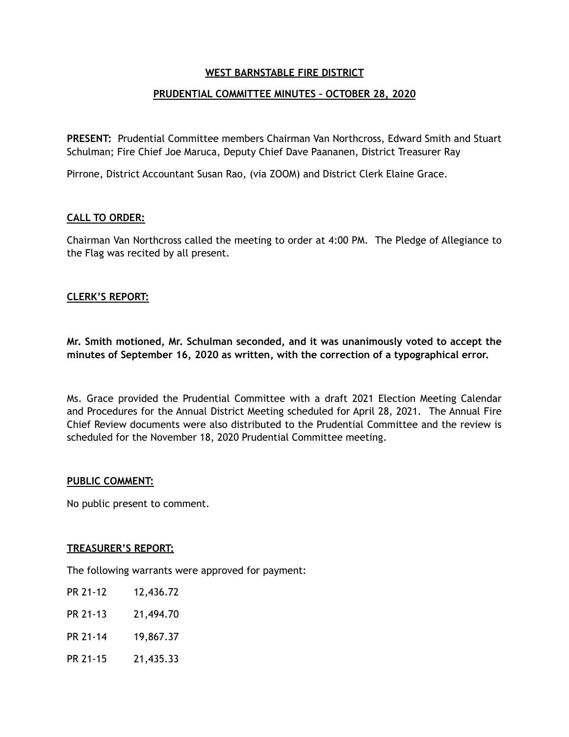# WEST BARNSTABLE FIRE DISTRICT

## PRUDENTIAL COMMITTEE MINUTES – OCTOBER 28, 2020

**PRESENT:** Prudential Committee members Chairman Van Northcross, Edward Smith and Stuart Schulman; Fire Chief Joe Maruca, Deputy Chief Dave Paananen, District Treasurer Ray

Pirrone, District Accountant Susan Rao, (via ZOOM) and District Clerk Elaine Grace.

### CALL TO ORDER:

Chairman Van Northcross called the meeting to order at 4:00 PM. The Pledge of Allegiance to the Flag was recited by all present.

### CLERK'S REPORT:

**Mr. Smith motioned, Mr. Schulman seconded, and it was unanimously voted to accept the minutes of September 16, 2020 as written, with the correction of a typographical error.**

Ms. Grace provided the Prudential Committee with a draft 2021 Election Meeting Calendar and Procedures for the Annual District Meeting scheduled for April 28, 2021. The Annual Fire Chief Review documents were also distributed to the Prudential Committee and the review is scheduled for the November 18, 2020 Prudential Committee meeting.

### PUBLIC COMMENT:

No public present to comment.

### TREASURER'S REPORT:

The following warrants were approved for payment:

PR 21-12 12,436.72

PR 21-13 21,494.70

PR 21-14 19,867.37

PR 21-15 21,435.33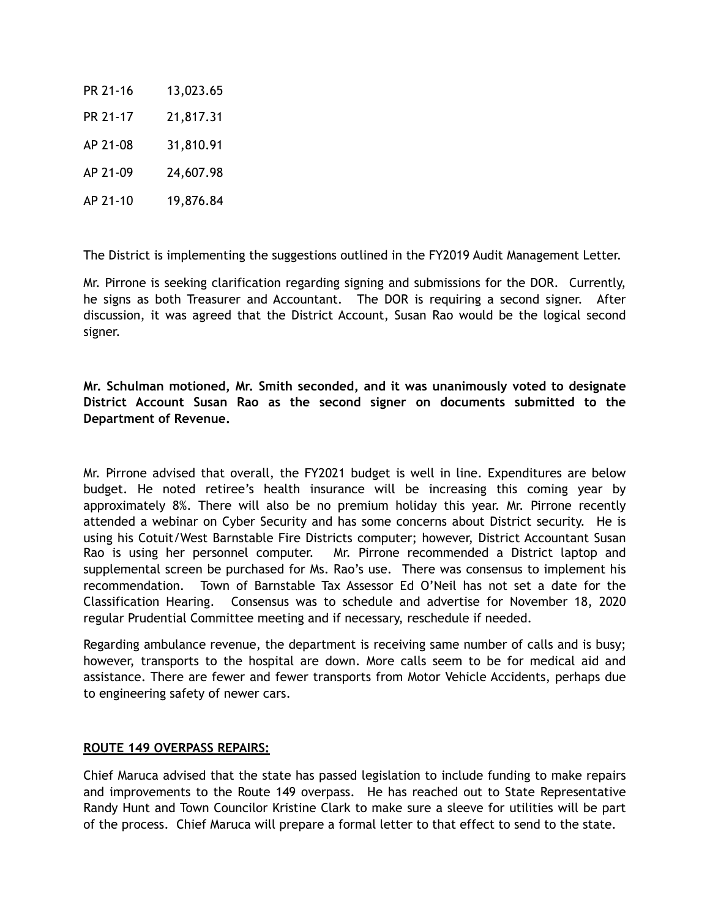| | |
|---|---|
| PR 21-16 | 13,023.65 |
| PR 21-17 | 21,817.31 |
| AP 21-08 | 31,810.91 |
| AP 21-09 | 24,607.98 |
| AP 21-10 | 19,876.84 |

The District is implementing the suggestions outlined in the FY2019 Audit Management Letter.

Mr. Pirrone is seeking clarification regarding signing and submissions for the DOR. Currently, he signs as both Treasurer and Accountant. The DOR is requiring a second signer. After discussion, it was agreed that the District Account, Susan Rao would be the logical second signer.

**Mr. Schulman motioned, Mr. Smith seconded, and it was unanimously voted to designate District Account Susan Rao as the second signer on documents submitted to the Department of Revenue.**

Mr. Pirrone advised that overall, the FY2021 budget is well in line. Expenditures are below budget. He noted retiree's health insurance will be increasing this coming year by approximately 8%. There will also be no premium holiday this year. Mr. Pirrone recently attended a webinar on Cyber Security and has some concerns about District security. He is using his Cotuit/West Barnstable Fire Districts computer; however, District Accountant Susan Rao is using her personnel computer. Mr. Pirrone recommended a District laptop and supplemental screen be purchased for Ms. Rao's use. There was consensus to implement his recommendation. Town of Barnstable Tax Assessor Ed O'Neil has not set a date for the Classification Hearing. Consensus was to schedule and advertise for November 18, 2020 regular Prudential Committee meeting and if necessary, reschedule if needed.

Regarding ambulance revenue, the department is receiving same number of calls and is busy; however, transports to the hospital are down. More calls seem to be for medical aid and assistance. There are fewer and fewer transports from Motor Vehicle Accidents, perhaps due to engineering safety of newer cars.

**ROUTE 149 OVERPASS REPAIRS:**

Chief Maruca advised that the state has passed legislation to include funding to make repairs and improvements to the Route 149 overpass. He has reached out to State Representative Randy Hunt and Town Councilor Kristine Clark to make sure a sleeve for utilities will be part of the process. Chief Maruca will prepare a formal letter to that effect to send to the state.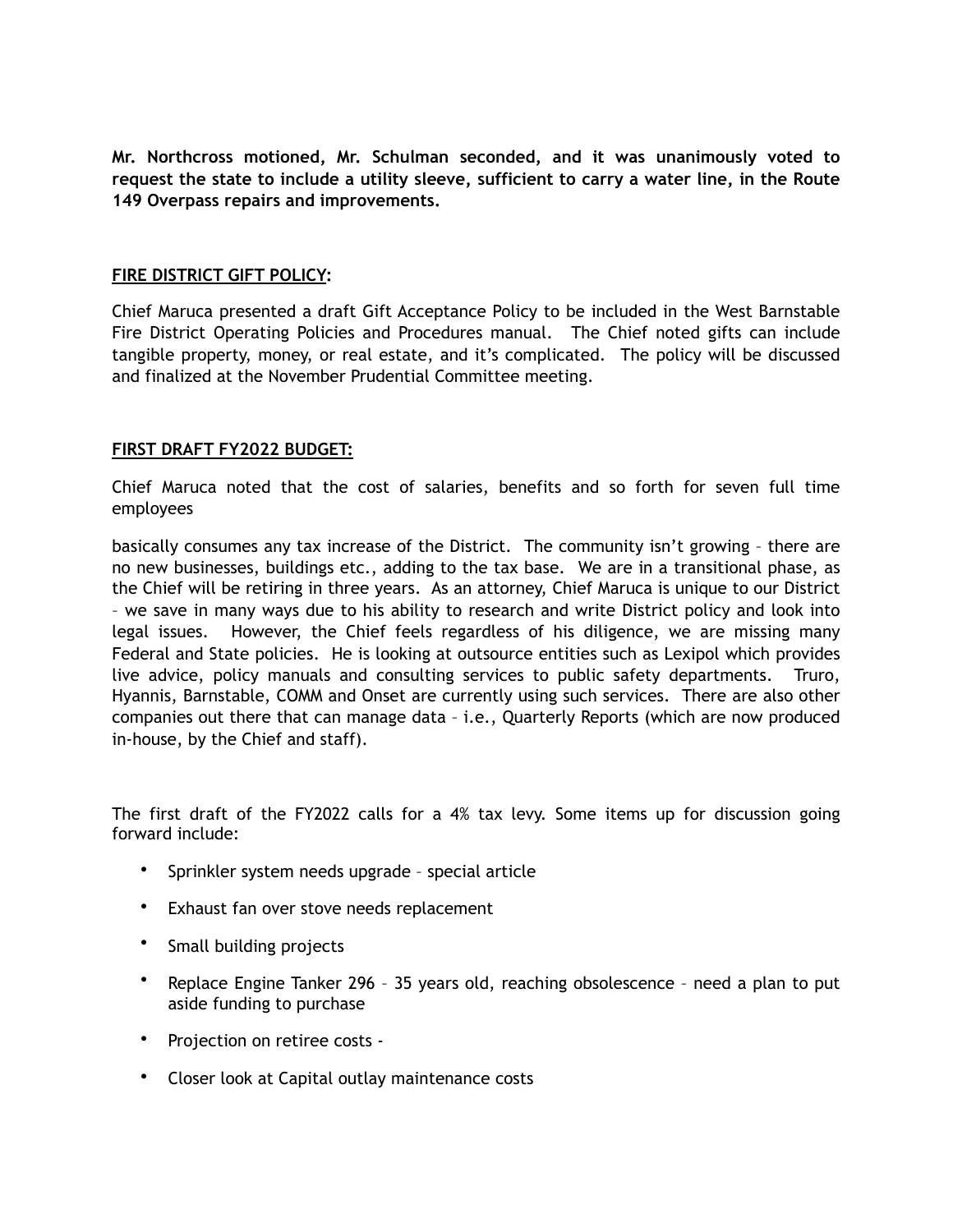**Mr. Northcross motioned, Mr. Schulman seconded, and it was unanimously voted to request the state to include a utility sleeve, sufficient to carry a water line, in the Route 149 Overpass repairs and improvements.**

**FIRE DISTRICT GIFT POLICY:**

Chief Maruca presented a draft Gift Acceptance Policy to be included in the West Barnstable Fire District Operating Policies and Procedures manual. The Chief noted gifts can include tangible property, money, or real estate, and it's complicated. The policy will be discussed and finalized at the November Prudential Committee meeting.

**FIRST DRAFT FY2022 BUDGET:**

Chief Maruca noted that the cost of salaries, benefits and so forth for seven full time employees

basically consumes any tax increase of the District. The community isn't growing – there are no new businesses, buildings etc., adding to the tax base. We are in a transitional phase, as the Chief will be retiring in three years. As an attorney, Chief Maruca is unique to our District – we save in many ways due to his ability to research and write District policy and look into legal issues. However, the Chief feels regardless of his diligence, we are missing many Federal and State policies. He is looking at outsource entities such as Lexipol which provides live advice, policy manuals and consulting services to public safety departments. Truro, Hyannis, Barnstable, COMM and Onset are currently using such services. There are also other companies out there that can manage data – i.e., Quarterly Reports (which are now produced in-house, by the Chief and staff).

The first draft of the FY2022 calls for a 4% tax levy. Some items up for discussion going forward include:

- Sprinkler system needs upgrade – special article
- Exhaust fan over stove needs replacement
- Small building projects
- Replace Engine Tanker 296 – 35 years old, reaching obsolescence – need a plan to put aside funding to purchase
- Projection on retiree costs -
- Closer look at Capital outlay maintenance costs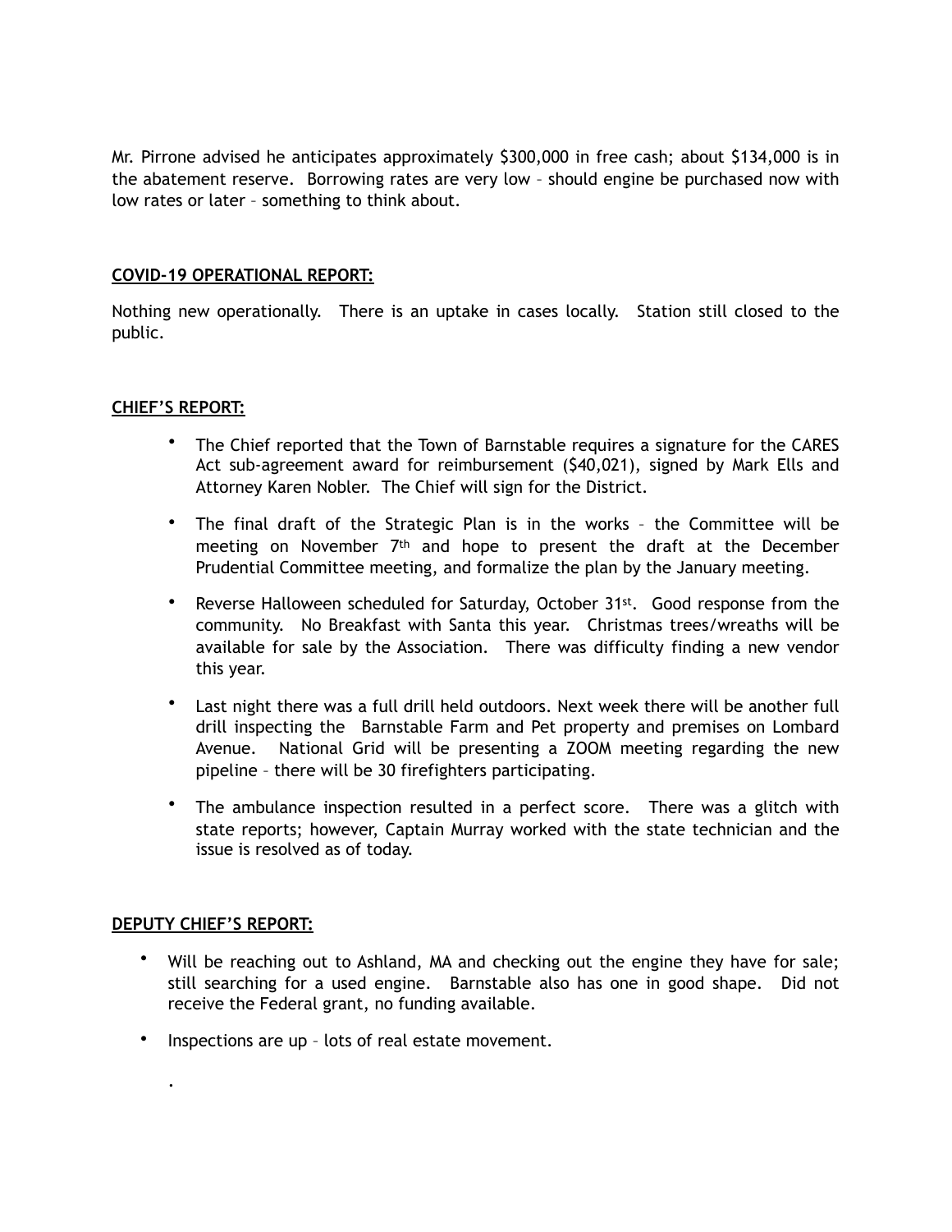Mr. Pirrone advised he anticipates approximately $300,000 in free cash; about $134,000 is in the abatement reserve. Borrowing rates are very low – should engine be purchased now with low rates or later – something to think about.

**COVID-19 OPERATIONAL REPORT:**

Nothing new operationally. There is an uptake in cases locally. Station still closed to the public.

**CHIEF'S REPORT:**

- The Chief reported that the Town of Barnstable requires a signature for the CARES Act sub-agreement award for reimbursement ($40,021), signed by Mark Ells and Attorney Karen Nobler. The Chief will sign for the District.
- The final draft of the Strategic Plan is in the works – the Committee will be meeting on November 7th and hope to present the draft at the December Prudential Committee meeting, and formalize the plan by the January meeting.
- Reverse Halloween scheduled for Saturday, October 31st. Good response from the community. No Breakfast with Santa this year. Christmas trees/wreaths will be available for sale by the Association. There was difficulty finding a new vendor this year.
- Last night there was a full drill held outdoors. Next week there will be another full drill inspecting the Barnstable Farm and Pet property and premises on Lombard Avenue. National Grid will be presenting a ZOOM meeting regarding the new pipeline – there will be 30 firefighters participating.
- The ambulance inspection resulted in a perfect score. There was a glitch with state reports; however, Captain Murray worked with the state technician and the issue is resolved as of today.

**DEPUTY CHIEF'S REPORT:**

- Will be reaching out to Ashland, MA and checking out the engine they have for sale; still searching for a used engine. Barnstable also has one in good shape. Did not receive the Federal grant, no funding available.
- Inspections are up – lots of real estate movement.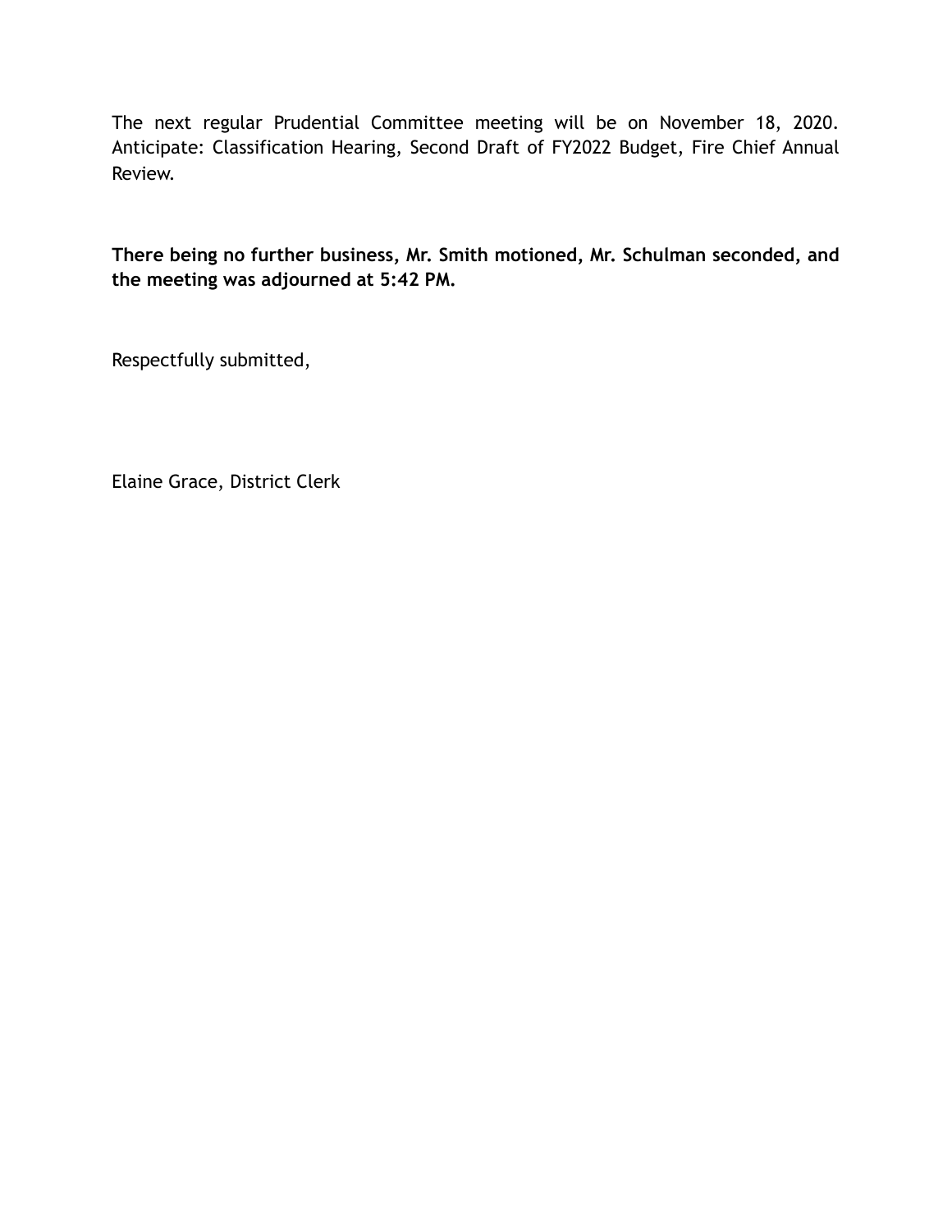The next regular Prudential Committee meeting will be on November 18, 2020. Anticipate: Classification Hearing, Second Draft of FY2022 Budget, Fire Chief Annual Review.

**There being no further business, Mr. Smith motioned, Mr. Schulman seconded, and the meeting was adjourned at 5:42 PM.**

Respectfully submitted,

Elaine Grace, District Clerk